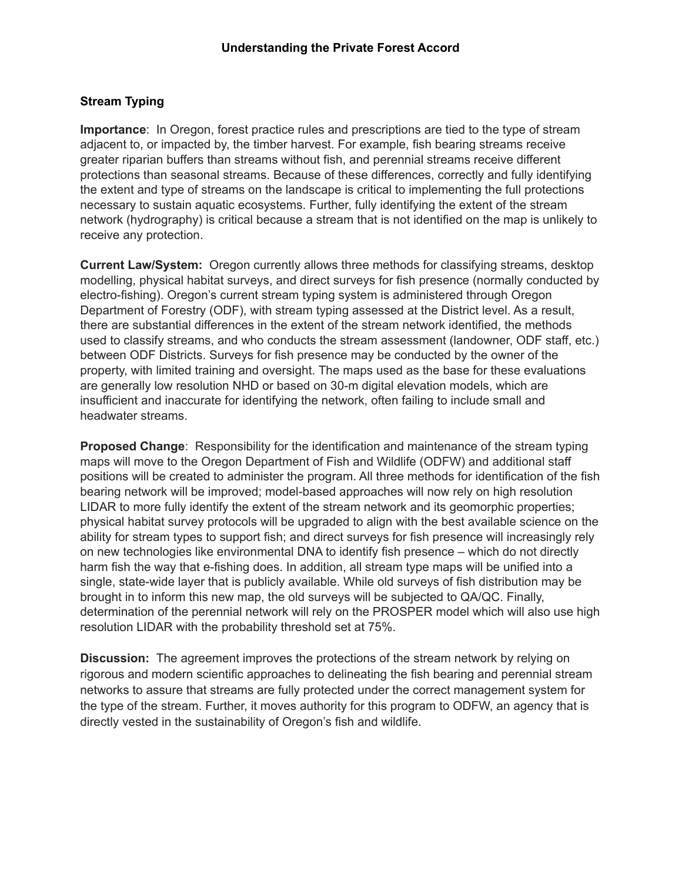# Understanding the Private Forest Accord

## Stream Typing

**Importance**: In Oregon, forest practice rules and prescriptions are tied to the type of stream adjacent to, or impacted by, the timber harvest. For example, fish bearing streams receive greater riparian buffers than streams without fish, and perennial streams receive different protections than seasonal streams. Because of these differences, correctly and fully identifying the extent and type of streams on the landscape is critical to implementing the full protections necessary to sustain aquatic ecosystems. Further, fully identifying the extent of the stream network (hydrography) is critical because a stream that is not identified on the map is unlikely to receive any protection.

**Current Law/System:** Oregon currently allows three methods for classifying streams, desktop modelling, physical habitat surveys, and direct surveys for fish presence (normally conducted by electro-fishing). Oregon's current stream typing system is administered through Oregon Department of Forestry (ODF), with stream typing assessed at the District level. As a result, there are substantial differences in the extent of the stream network identified, the methods used to classify streams, and who conducts the stream assessment (landowner, ODF staff, etc.) between ODF Districts. Surveys for fish presence may be conducted by the owner of the property, with limited training and oversight. The maps used as the base for these evaluations are generally low resolution NHD or based on 30-m digital elevation models, which are insufficient and inaccurate for identifying the network, often failing to include small and headwater streams.

**Proposed Change**: Responsibility for the identification and maintenance of the stream typing maps will move to the Oregon Department of Fish and Wildlife (ODFW) and additional staff positions will be created to administer the program. All three methods for identification of the fish bearing network will be improved; model-based approaches will now rely on high resolution LIDAR to more fully identify the extent of the stream network and its geomorphic properties; physical habitat survey protocols will be upgraded to align with the best available science on the ability for stream types to support fish; and direct surveys for fish presence will increasingly rely on new technologies like environmental DNA to identify fish presence – which do not directly harm fish the way that e-fishing does. In addition, all stream type maps will be unified into a single, state-wide layer that is publicly available. While old surveys of fish distribution may be brought in to inform this new map, the old surveys will be subjected to QA/QC. Finally, determination of the perennial network will rely on the PROSPER model which will also use high resolution LIDAR with the probability threshold set at 75%.

**Discussion:** The agreement improves the protections of the stream network by relying on rigorous and modern scientific approaches to delineating the fish bearing and perennial stream networks to assure that streams are fully protected under the correct management system for the type of the stream. Further, it moves authority for this program to ODFW, an agency that is directly vested in the sustainability of Oregon's fish and wildlife.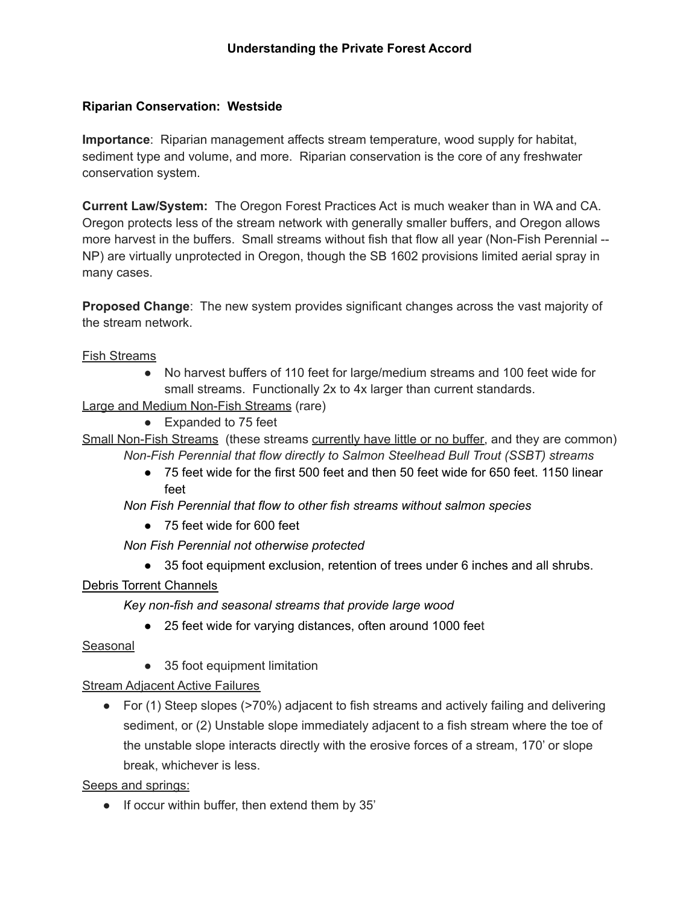## Understanding the Private Forest Accord

### Riparian Conservation: Westside

**Importance**: Riparian management affects stream temperature, wood supply for habitat, sediment type and volume, and more. Riparian conservation is the core of any freshwater conservation system.

**Current Law/System:** The Oregon Forest Practices Act is much weaker than in WA and CA. Oregon protects less of the stream network with generally smaller buffers, and Oregon allows more harvest in the buffers. Small streams without fish that flow all year (Non-Fish Perennial -- NP) are virtually unprotected in Oregon, though the SB 1602 provisions limited aerial spray in many cases.

**Proposed Change**: The new system provides significant changes across the vast majority of the stream network.

<u>Fish Streams</u>

- No harvest buffers of 110 feet for large/medium streams and 100 feet wide for small streams. Functionally 2x to 4x larger than current standards.

<u>Large and Medium Non-Fish Streams</u> (rare)

- Expanded to 75 feet

<u>Small Non-Fish Streams</u> (these streams <u>currently have little or no buffer</u>, and they are common)

*Non-Fish Perennial that flow directly to Salmon Steelhead Bull Trout (SSBT) streams*

- 75 feet wide for the first 500 feet and then 50 feet wide for 650 feet. 1150 linear feet

*Non Fish Perennial that flow to other fish streams without salmon species*

- 75 feet wide for 600 feet

*Non Fish Perennial not otherwise protected*

- 35 foot equipment exclusion, retention of trees under 6 inches and all shrubs.

<u>Debris Torrent Channels</u>

*Key non-fish and seasonal streams that provide large wood*

- 25 feet wide for varying distances, often around 1000 feet

<u>Seasonal</u>

- 35 foot equipment limitation

<u>Stream Adjacent Active Failures</u>

- For (1) Steep slopes (>70%) adjacent to fish streams and actively failing and delivering sediment, or (2) Unstable slope immediately adjacent to a fish stream where the toe of the unstable slope interacts directly with the erosive forces of a stream, 170' or slope break, whichever is less.

<u>Seeps and springs:</u>

- If occur within buffer, then extend them by 35'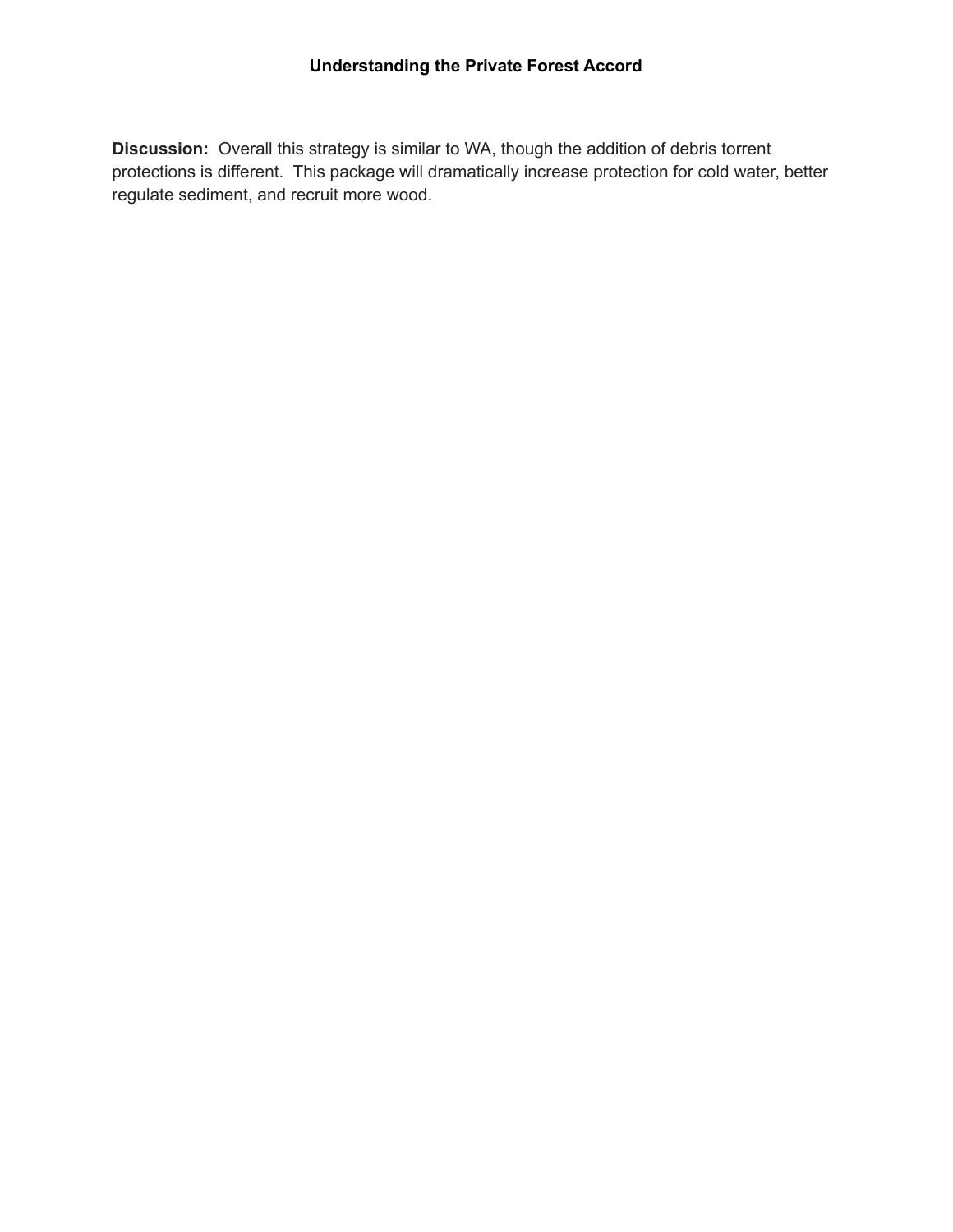**Discussion:** Overall this strategy is similar to WA, though the addition of debris torrent protections is different. This package will dramatically increase protection for cold water, better regulate sediment, and recruit more wood.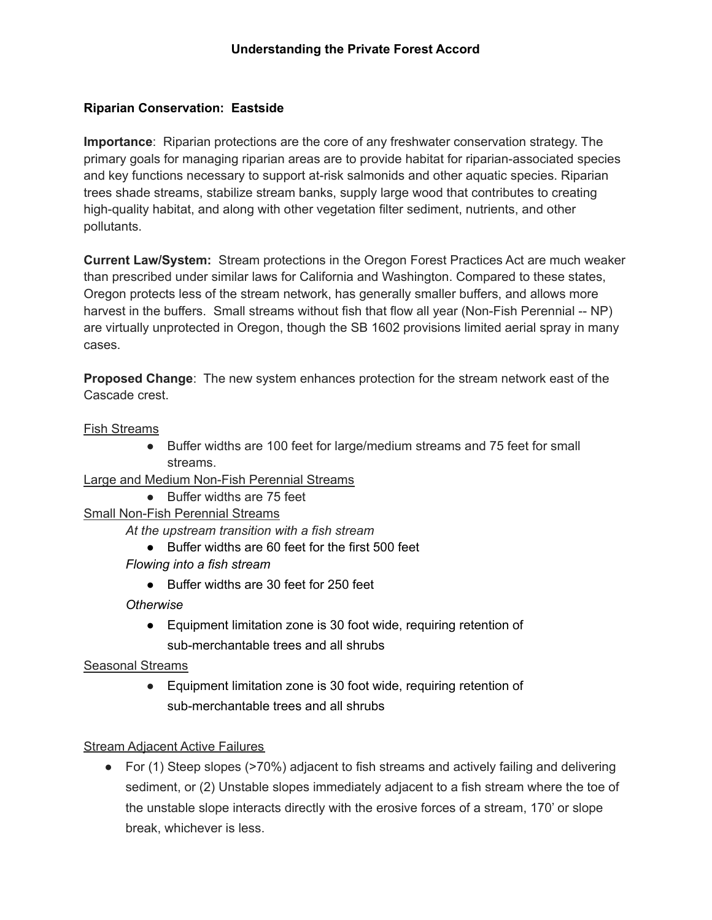## Understanding the Private Forest Accord

### Riparian Conservation: Eastside

**Importance**: Riparian protections are the core of any freshwater conservation strategy. The primary goals for managing riparian areas are to provide habitat for riparian-associated species and key functions necessary to support at-risk salmonids and other aquatic species. Riparian trees shade streams, stabilize stream banks, supply large wood that contributes to creating high-quality habitat, and along with other vegetation filter sediment, nutrients, and other pollutants.

**Current Law/System:** Stream protections in the Oregon Forest Practices Act are much weaker than prescribed under similar laws for California and Washington. Compared to these states, Oregon protects less of the stream network, has generally smaller buffers, and allows more harvest in the buffers. Small streams without fish that flow all year (Non-Fish Perennial -- NP) are virtually unprotected in Oregon, though the SB 1602 provisions limited aerial spray in many cases.

**Proposed Change**: The new system enhances protection for the stream network east of the Cascade crest.

<u>Fish Streams</u>

- Buffer widths are 100 feet for large/medium streams and 75 feet for small streams.

<u>Large and Medium Non-Fish Perennial Streams</u>

- Buffer widths are 75 feet

<u>Small Non-Fish Perennial Streams</u>

*At the upstream transition with a fish stream*

- Buffer widths are 60 feet for the first 500 feet

*Flowing into a fish stream*

- Buffer widths are 30 feet for 250 feet

*Otherwise*

- Equipment limitation zone is 30 foot wide, requiring retention of sub-merchantable trees and all shrubs

<u>Seasonal Streams</u>

- Equipment limitation zone is 30 foot wide, requiring retention of sub-merchantable trees and all shrubs

<u>Stream Adjacent Active Failures</u>

- For (1) Steep slopes (>70%) adjacent to fish streams and actively failing and delivering sediment, or (2) Unstable slopes immediately adjacent to a fish stream where the toe of the unstable slope interacts directly with the erosive forces of a stream, 170' or slope break, whichever is less.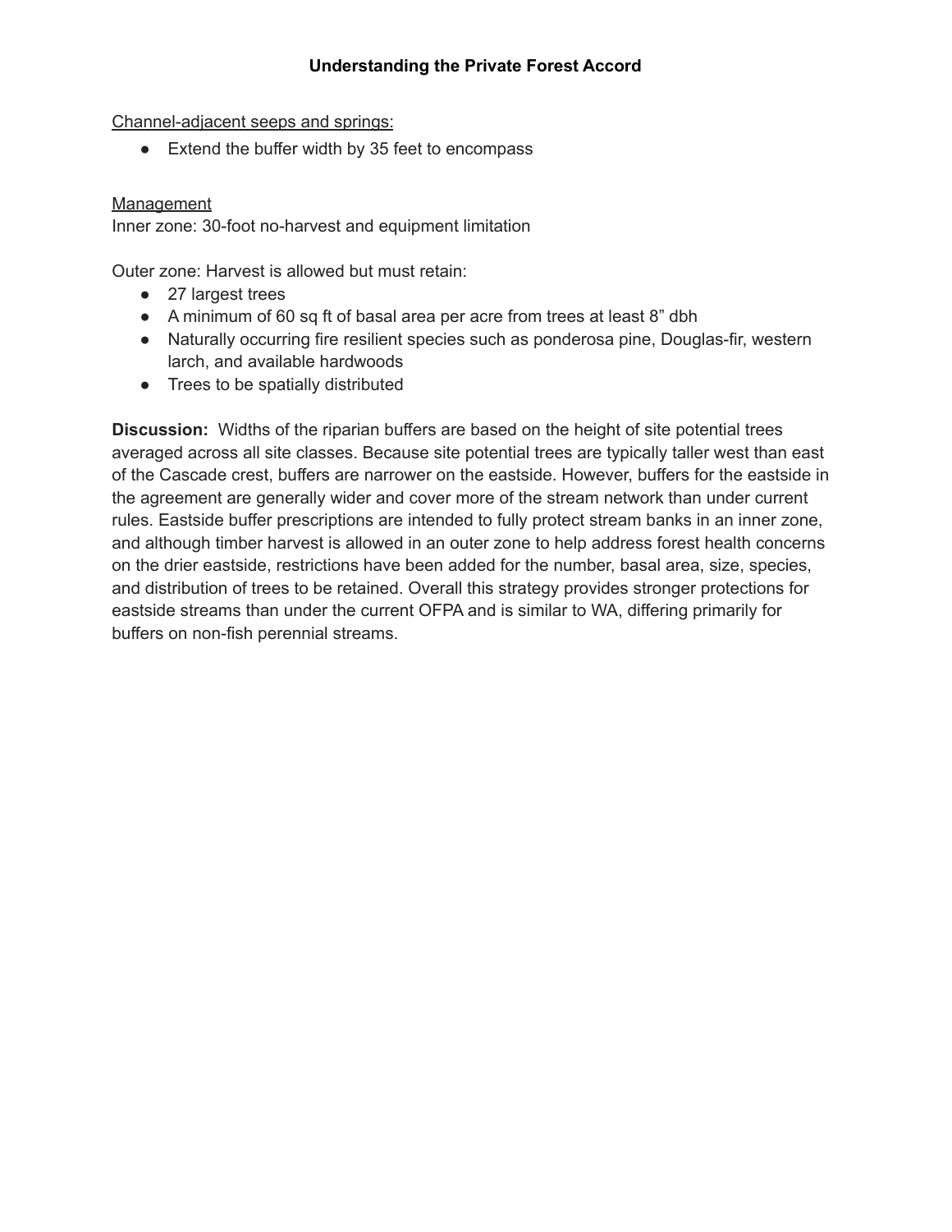Channel-adjacent seeps and springs:

- Extend the buffer width by 35 feet to encompass

Management

Inner zone: 30-foot no-harvest and equipment limitation

Outer zone: Harvest is allowed but must retain:

- 27 largest trees
- A minimum of 60 sq ft of basal area per acre from trees at least 8" dbh
- Naturally occurring fire resilient species such as ponderosa pine, Douglas-fir, western larch, and available hardwoods
- Trees to be spatially distributed

**Discussion:** Widths of the riparian buffers are based on the height of site potential trees averaged across all site classes. Because site potential trees are typically taller west than east of the Cascade crest, buffers are narrower on the eastside. However, buffers for the eastside in the agreement are generally wider and cover more of the stream network than under current rules. Eastside buffer prescriptions are intended to fully protect stream banks in an inner zone, and although timber harvest is allowed in an outer zone to help address forest health concerns on the drier eastside, restrictions have been added for the number, basal area, size, species, and distribution of trees to be retained. Overall this strategy provides stronger protections for eastside streams than under the current OFPA and is similar to WA, differing primarily for buffers on non-fish perennial streams.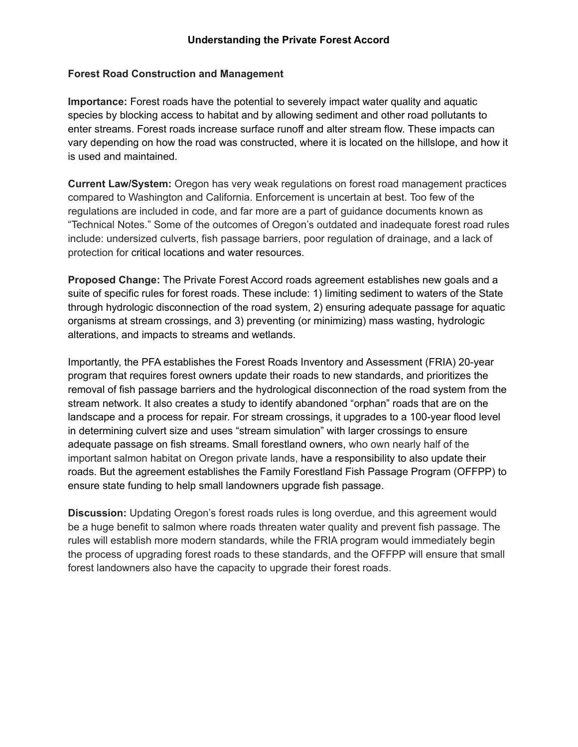**Understanding the Private Forest Accord**

**Forest Road Construction and Management**

**Importance:** Forest roads have the potential to severely impact water quality and aquatic species by blocking access to habitat and by allowing sediment and other road pollutants to enter streams. Forest roads increase surface runoff and alter stream flow. These impacts can vary depending on how the road was constructed, where it is located on the hillslope, and how it is used and maintained.

**Current Law/System:** Oregon has very weak regulations on forest road management practices compared to Washington and California. Enforcement is uncertain at best. Too few of the regulations are included in code, and far more are a part of guidance documents known as "Technical Notes." Some of the outcomes of Oregon's outdated and inadequate forest road rules include: undersized culverts, fish passage barriers, poor regulation of drainage, and a lack of protection for critical locations and water resources.

**Proposed Change:** The Private Forest Accord roads agreement establishes new goals and a suite of specific rules for forest roads. These include: 1) limiting sediment to waters of the State through hydrologic disconnection of the road system, 2) ensuring adequate passage for aquatic organisms at stream crossings, and 3) preventing (or minimizing) mass wasting, hydrologic alterations, and impacts to streams and wetlands.

Importantly, the PFA establishes the Forest Roads Inventory and Assessment (FRIA) 20-year program that requires forest owners update their roads to new standards, and prioritizes the removal of fish passage barriers and the hydrological disconnection of the road system from the stream network. It also creates a study to identify abandoned "orphan" roads that are on the landscape and a process for repair. For stream crossings, it upgrades to a 100-year flood level in determining culvert size and uses "stream simulation" with larger crossings to ensure adequate passage on fish streams. Small forestland owners, who own nearly half of the important salmon habitat on Oregon private lands, have a responsibility to also update their roads. But the agreement establishes the Family Forestland Fish Passage Program (OFFPP) to ensure state funding to help small landowners upgrade fish passage.

**Discussion:** Updating Oregon's forest roads rules is long overdue, and this agreement would be a huge benefit to salmon where roads threaten water quality and prevent fish passage. The rules will establish more modern standards, while the FRIA program would immediately begin the process of upgrading forest roads to these standards, and the OFFPP will ensure that small forest landowners also have the capacity to upgrade their forest roads.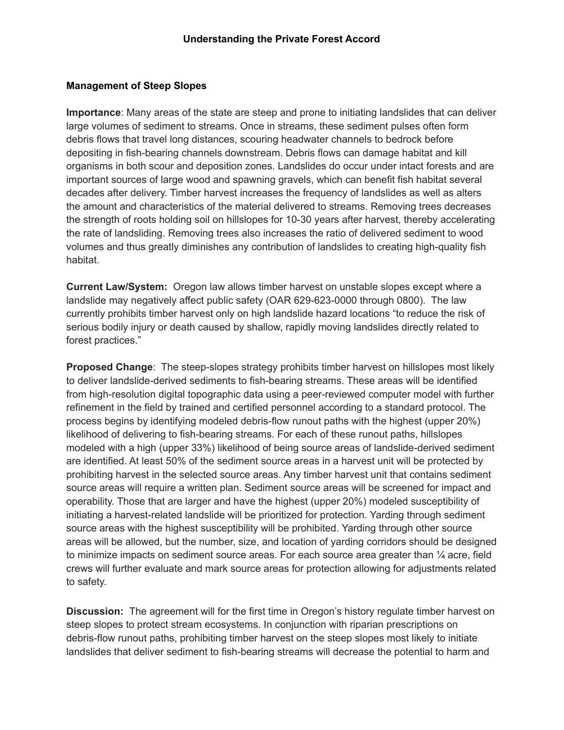**Understanding the Private Forest Accord**

**Management of Steep Slopes**

**Importance**: Many areas of the state are steep and prone to initiating landslides that can deliver large volumes of sediment to streams. Once in streams, these sediment pulses often form debris flows that travel long distances, scouring headwater channels to bedrock before depositing in fish-bearing channels downstream. Debris flows can damage habitat and kill organisms in both scour and deposition zones. Landslides do occur under intact forests and are important sources of large wood and spawning gravels, which can benefit fish habitat several decades after delivery. Timber harvest increases the frequency of landslides as well as alters the amount and characteristics of the material delivered to streams. Removing trees decreases the strength of roots holding soil on hillslopes for 10-30 years after harvest, thereby accelerating the rate of landsliding. Removing trees also increases the ratio of delivered sediment to wood volumes and thus greatly diminishes any contribution of landslides to creating high-quality fish habitat.

**Current Law/System:** Oregon law allows timber harvest on unstable slopes except where a landslide may negatively affect public safety (OAR 629-623-0000 through 0800). The law currently prohibits timber harvest only on high landslide hazard locations "to reduce the risk of serious bodily injury or death caused by shallow, rapidly moving landslides directly related to forest practices."

**Proposed Change**: The steep-slopes strategy prohibits timber harvest on hillslopes most likely to deliver landslide-derived sediments to fish-bearing streams. These areas will be identified from high-resolution digital topographic data using a peer-reviewed computer model with further refinement in the field by trained and certified personnel according to a standard protocol. The process begins by identifying modeled debris-flow runout paths with the highest (upper 20%) likelihood of delivering to fish-bearing streams. For each of these runout paths, hillslopes modeled with a high (upper 33%) likelihood of being source areas of landslide-derived sediment are identified. At least 50% of the sediment source areas in a harvest unit will be protected by prohibiting harvest in the selected source areas. Any timber harvest unit that contains sediment source areas will require a written plan. Sediment source areas will be screened for impact and operability. Those that are larger and have the highest (upper 20%) modeled susceptibility of initiating a harvest-related landslide will be prioritized for protection. Yarding through sediment source areas with the highest susceptibility will be prohibited. Yarding through other source areas will be allowed, but the number, size, and location of yarding corridors should be designed to minimize impacts on sediment source areas. For each source area greater than ¼ acre, field crews will further evaluate and mark source areas for protection allowing for adjustments related to safety.

**Discussion:** The agreement will for the first time in Oregon's history regulate timber harvest on steep slopes to protect stream ecosystems. In conjunction with riparian prescriptions on debris-flow runout paths, prohibiting timber harvest on the steep slopes most likely to initiate landslides that deliver sediment to fish-bearing streams will decrease the potential to harm and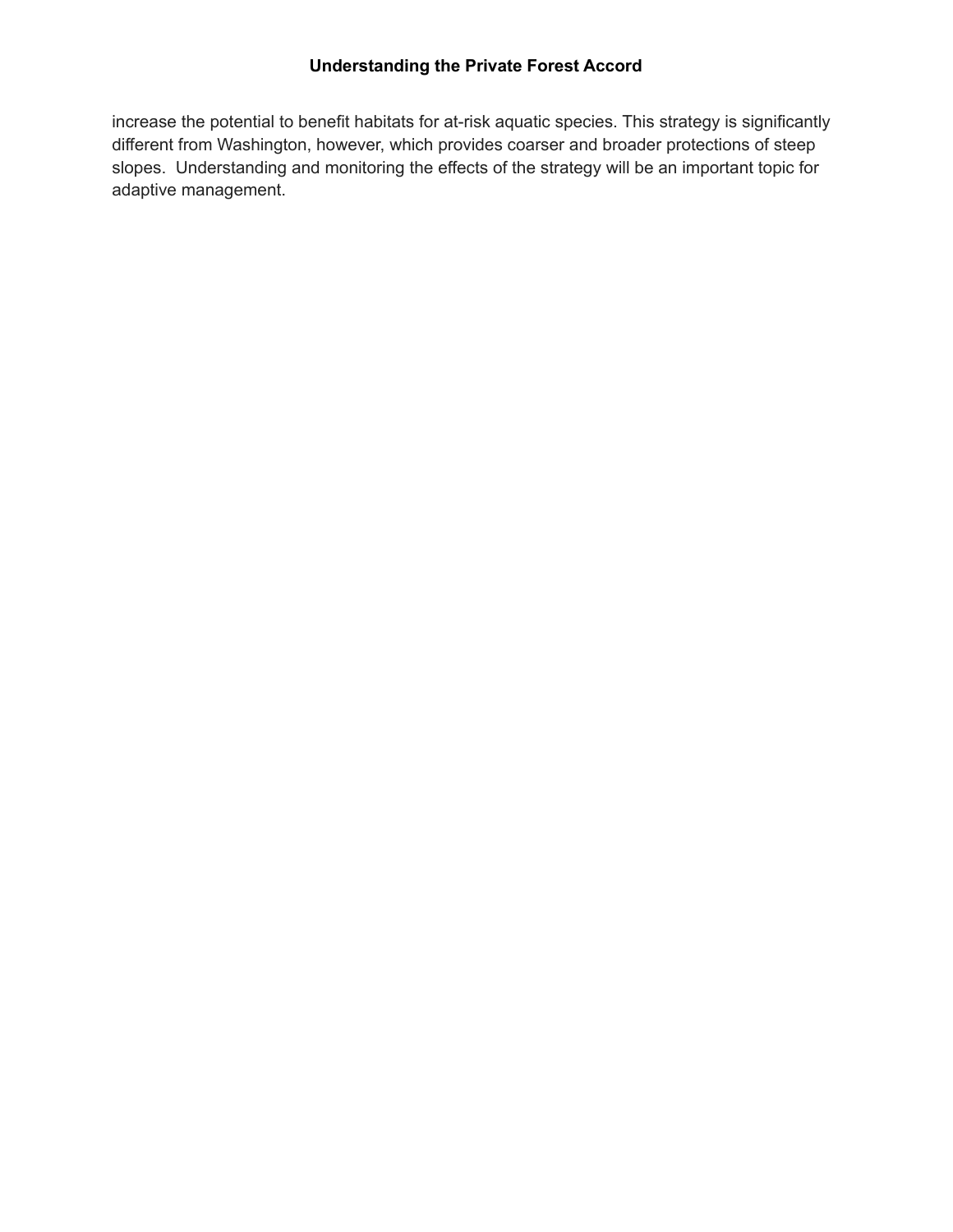increase the potential to benefit habitats for at-risk aquatic species. This strategy is significantly different from Washington, however, which provides coarser and broader protections of steep slopes. Understanding and monitoring the effects of the strategy will be an important topic for adaptive management.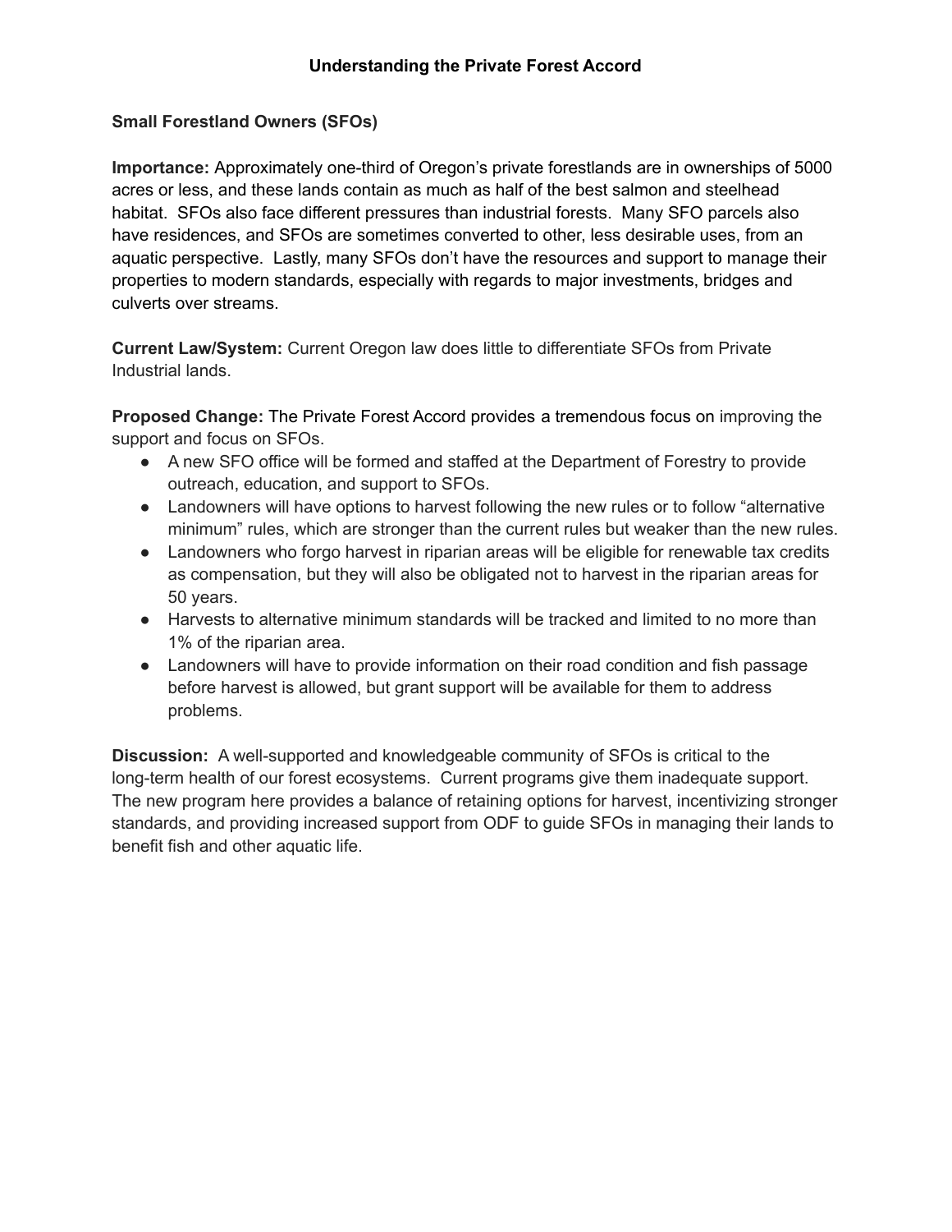**Understanding the Private Forest Accord**

**Small Forestland Owners (SFOs)**

**Importance:** Approximately one-third of Oregon's private forestlands are in ownerships of 5000 acres or less, and these lands contain as much as half of the best salmon and steelhead habitat. SFOs also face different pressures than industrial forests. Many SFO parcels also have residences, and SFOs are sometimes converted to other, less desirable uses, from an aquatic perspective. Lastly, many SFOs don't have the resources and support to manage their properties to modern standards, especially with regards to major investments, bridges and culverts over streams.

**Current Law/System:** Current Oregon law does little to differentiate SFOs from Private Industrial lands.

**Proposed Change:** The Private Forest Accord provides a tremendous focus on improving the support and focus on SFOs.

- A new SFO office will be formed and staffed at the Department of Forestry to provide outreach, education, and support to SFOs.
- Landowners will have options to harvest following the new rules or to follow "alternative minimum" rules, which are stronger than the current rules but weaker than the new rules.
- Landowners who forgo harvest in riparian areas will be eligible for renewable tax credits as compensation, but they will also be obligated not to harvest in the riparian areas for 50 years.
- Harvests to alternative minimum standards will be tracked and limited to no more than 1% of the riparian area.
- Landowners will have to provide information on their road condition and fish passage before harvest is allowed, but grant support will be available for them to address problems.

**Discussion:** A well-supported and knowledgeable community of SFOs is critical to the long-term health of our forest ecosystems. Current programs give them inadequate support. The new program here provides a balance of retaining options for harvest, incentivizing stronger standards, and providing increased support from ODF to guide SFOs in managing their lands to benefit fish and other aquatic life.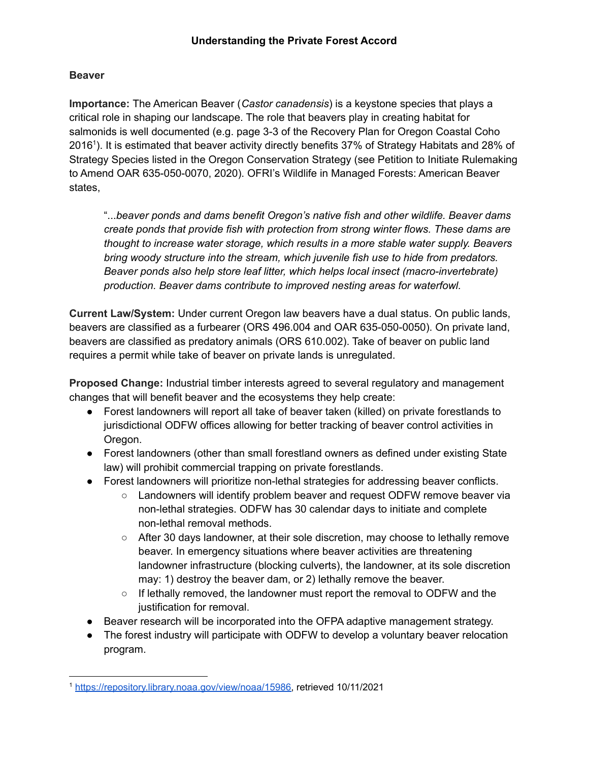# Understanding the Private Forest Accord

## Beaver

**Importance:** The American Beaver (*Castor canadensis*) is a keystone species that plays a critical role in shaping our landscape. The role that beavers play in creating habitat for salmonids is well documented (e.g. page 3-3 of the Recovery Plan for Oregon Coastal Coho 2016[1]). It is estimated that beaver activity directly benefits 37% of Strategy Habitats and 28% of Strategy Species listed in the Oregon Conservation Strategy (see Petition to Initiate Rulemaking to Amend OAR 635-050-0070, 2020). OFRI's Wildlife in Managed Forests: American Beaver states,

> "...*beaver ponds and dams benefit Oregon's native fish and other wildlife. Beaver dams create ponds that provide fish with protection from strong winter flows. These dams are thought to increase water storage, which results in a more stable water supply. Beavers bring woody structure into the stream, which juvenile fish use to hide from predators. Beaver ponds also help store leaf litter, which helps local insect (macro-invertebrate) production. Beaver dams contribute to improved nesting areas for waterfowl.*

**Current Law/System:** Under current Oregon law beavers have a dual status. On public lands, beavers are classified as a furbearer (ORS 496.004 and OAR 635-050-0050). On private land, beavers are classified as predatory animals (ORS 610.002). Take of beaver on public land requires a permit while take of beaver on private lands is unregulated.

**Proposed Change:** Industrial timber interests agreed to several regulatory and management changes that will benefit beaver and the ecosystems they help create:

- Forest landowners will report all take of beaver taken (killed) on private forestlands to jurisdictional ODFW offices allowing for better tracking of beaver control activities in Oregon.
- Forest landowners (other than small forestland owners as defined under existing State law) will prohibit commercial trapping on private forestlands.
- Forest landowners will prioritize non-lethal strategies for addressing beaver conflicts.
  - Landowners will identify problem beaver and request ODFW remove beaver via non-lethal strategies. ODFW has 30 calendar days to initiate and complete non-lethal removal methods.
  - After 30 days landowner, at their sole discretion, may choose to lethally remove beaver. In emergency situations where beaver activities are threatening landowner infrastructure (blocking culverts), the landowner, at its sole discretion may: 1) destroy the beaver dam, or 2) lethally remove the beaver.
  - If lethally removed, the landowner must report the removal to ODFW and the justification for removal.
- Beaver research will be incorporated into the OFPA adaptive management strategy.
- The forest industry will participate with ODFW to develop a voluntary beaver relocation program.

---

[1] https://repository.library.noaa.gov/view/noaa/15986, retrieved 10/11/2021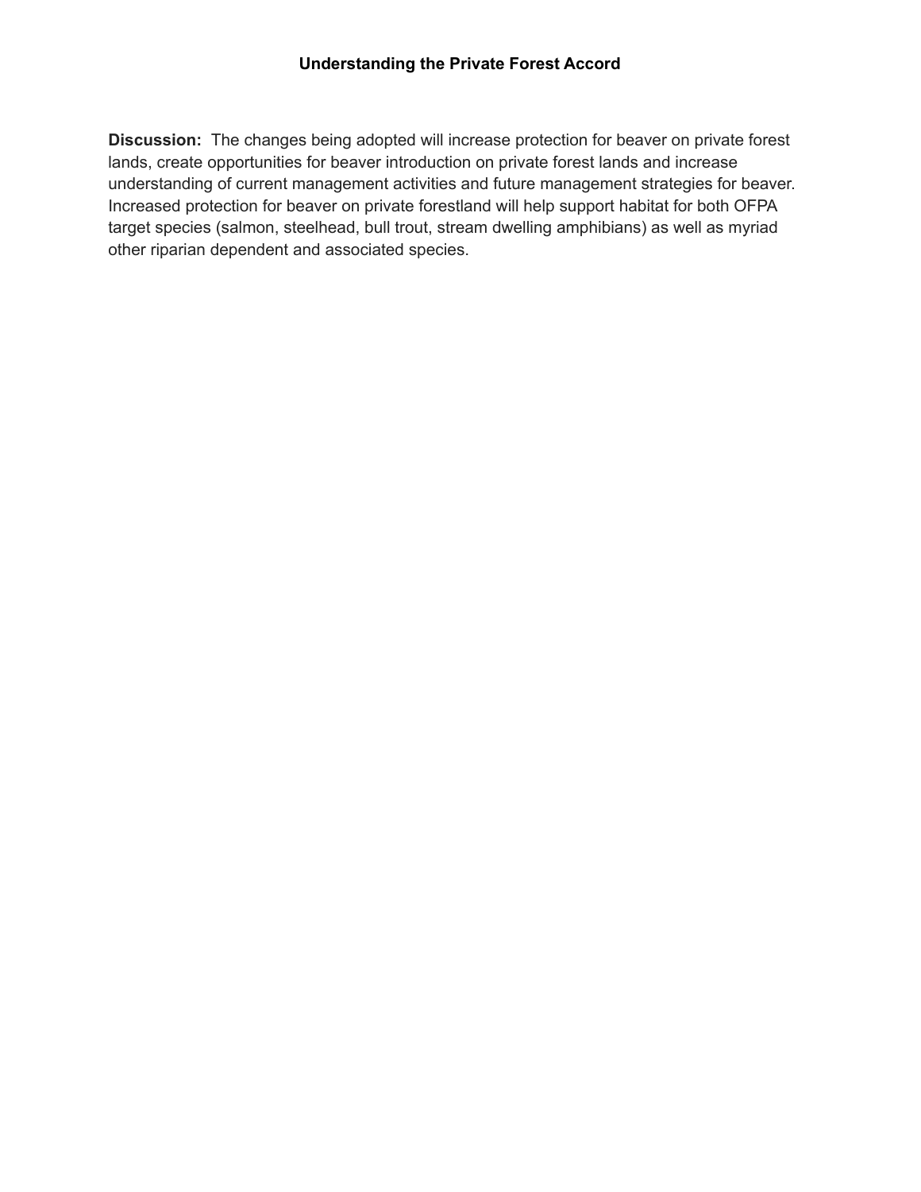**Discussion:** The changes being adopted will increase protection for beaver on private forest lands, create opportunities for beaver introduction on private forest lands and increase understanding of current management activities and future management strategies for beaver. Increased protection for beaver on private forestland will help support habitat for both OFPA target species (salmon, steelhead, bull trout, stream dwelling amphibians) as well as myriad other riparian dependent and associated species.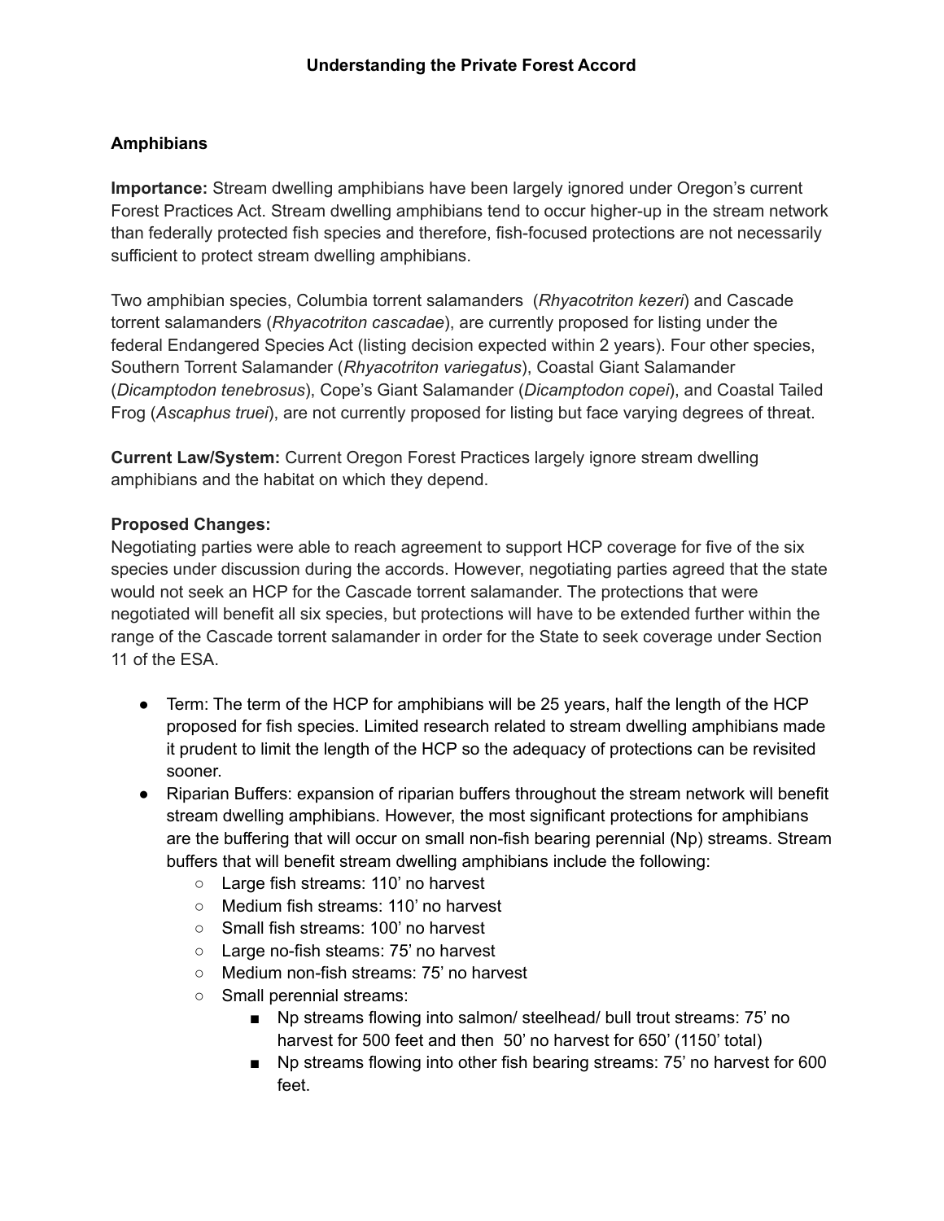**Understanding the Private Forest Accord**

**Amphibians**

**Importance:** Stream dwelling amphibians have been largely ignored under Oregon's current Forest Practices Act. Stream dwelling amphibians tend to occur higher-up in the stream network than federally protected fish species and therefore, fish-focused protections are not necessarily sufficient to protect stream dwelling amphibians.

Two amphibian species, Columbia torrent salamanders (*Rhyacotriton kezeri*) and Cascade torrent salamanders (*Rhyacotriton cascadae*), are currently proposed for listing under the federal Endangered Species Act (listing decision expected within 2 years). Four other species, Southern Torrent Salamander (*Rhyacotriton variegatus*), Coastal Giant Salamander (*Dicamptodon tenebrosus*), Cope's Giant Salamander (*Dicamptodon copei*), and Coastal Tailed Frog (*Ascaphus truei*), are not currently proposed for listing but face varying degrees of threat.

**Current Law/System:** Current Oregon Forest Practices largely ignore stream dwelling amphibians and the habitat on which they depend.

**Proposed Changes:**

Negotiating parties were able to reach agreement to support HCP coverage for five of the six species under discussion during the accords. However, negotiating parties agreed that the state would not seek an HCP for the Cascade torrent salamander. The protections that were negotiated will benefit all six species, but protections will have to be extended further within the range of the Cascade torrent salamander in order for the State to seek coverage under Section 11 of the ESA.

- Term: The term of the HCP for amphibians will be 25 years, half the length of the HCP proposed for fish species. Limited research related to stream dwelling amphibians made it prudent to limit the length of the HCP so the adequacy of protections can be revisited sooner.
- Riparian Buffers: expansion of riparian buffers throughout the stream network will benefit stream dwelling amphibians. However, the most significant protections for amphibians are the buffering that will occur on small non-fish bearing perennial (Np) streams. Stream buffers that will benefit stream dwelling amphibians include the following:
  - Large fish streams: 110' no harvest
  - Medium fish streams: 110' no harvest
  - Small fish streams: 100' no harvest
  - Large no-fish steams: 75' no harvest
  - Medium non-fish streams: 75' no harvest
  - Small perennial streams:
    - Np streams flowing into salmon/ steelhead/ bull trout streams: 75' no harvest for 500 feet and then 50' no harvest for 650' (1150' total)
    - Np streams flowing into other fish bearing streams: 75' no harvest for 600 feet.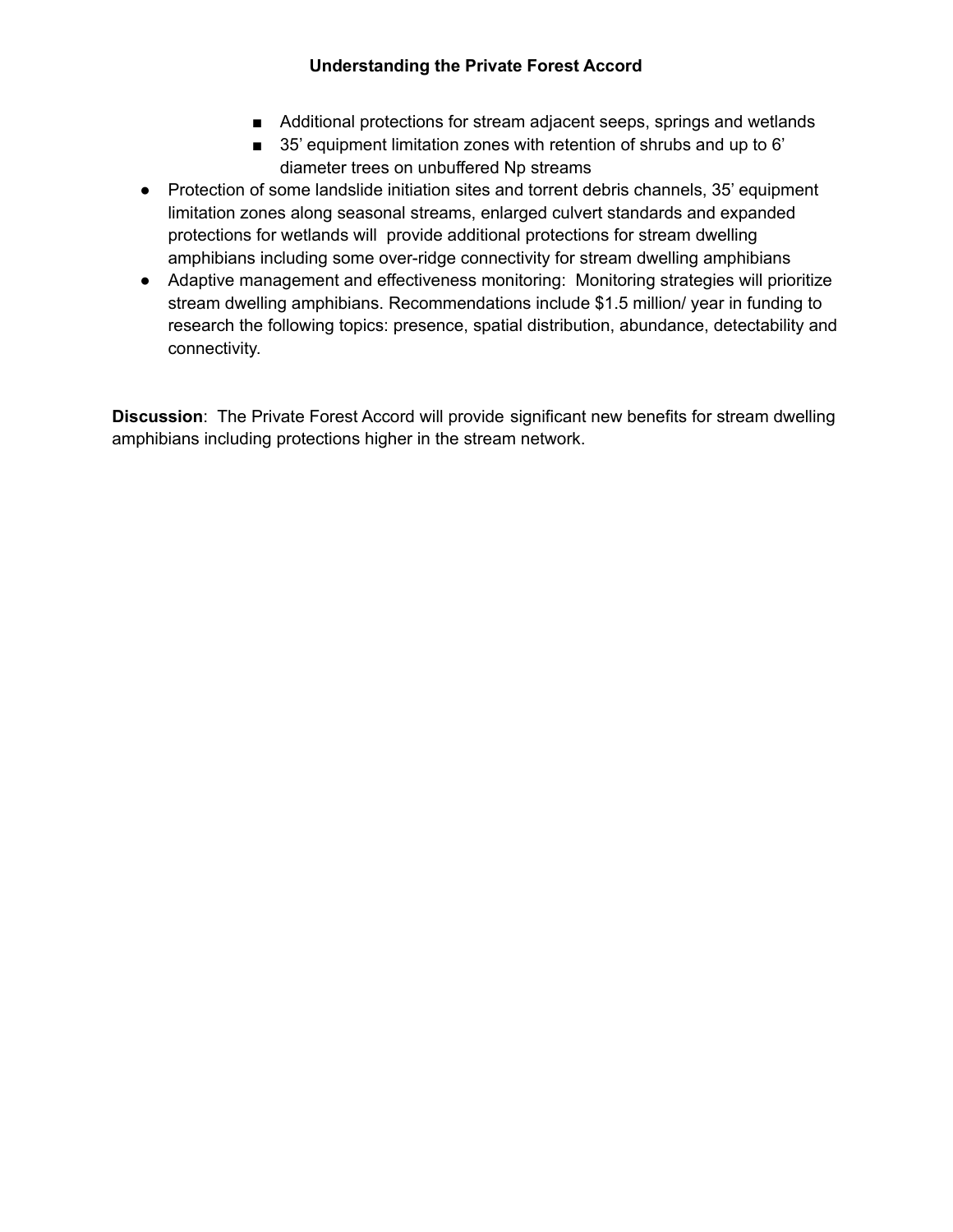- Additional protections for stream adjacent seeps, springs and wetlands
    - 35’ equipment limitation zones with retention of shrubs and up to 6’ diameter trees on unbuffered Np streams
- Protection of some landslide initiation sites and torrent debris channels, 35’ equipment limitation zones along seasonal streams, enlarged culvert standards and expanded protections for wetlands will provide additional protections for stream dwelling amphibians including some over-ridge connectivity for stream dwelling amphibians
- Adaptive management and effectiveness monitoring: Monitoring strategies will prioritize stream dwelling amphibians. Recommendations include $1.5 million/ year in funding to research the following topics: presence, spatial distribution, abundance, detectability and connectivity.

**Discussion**: The Private Forest Accord will provide significant new benefits for stream dwelling amphibians including protections higher in the stream network.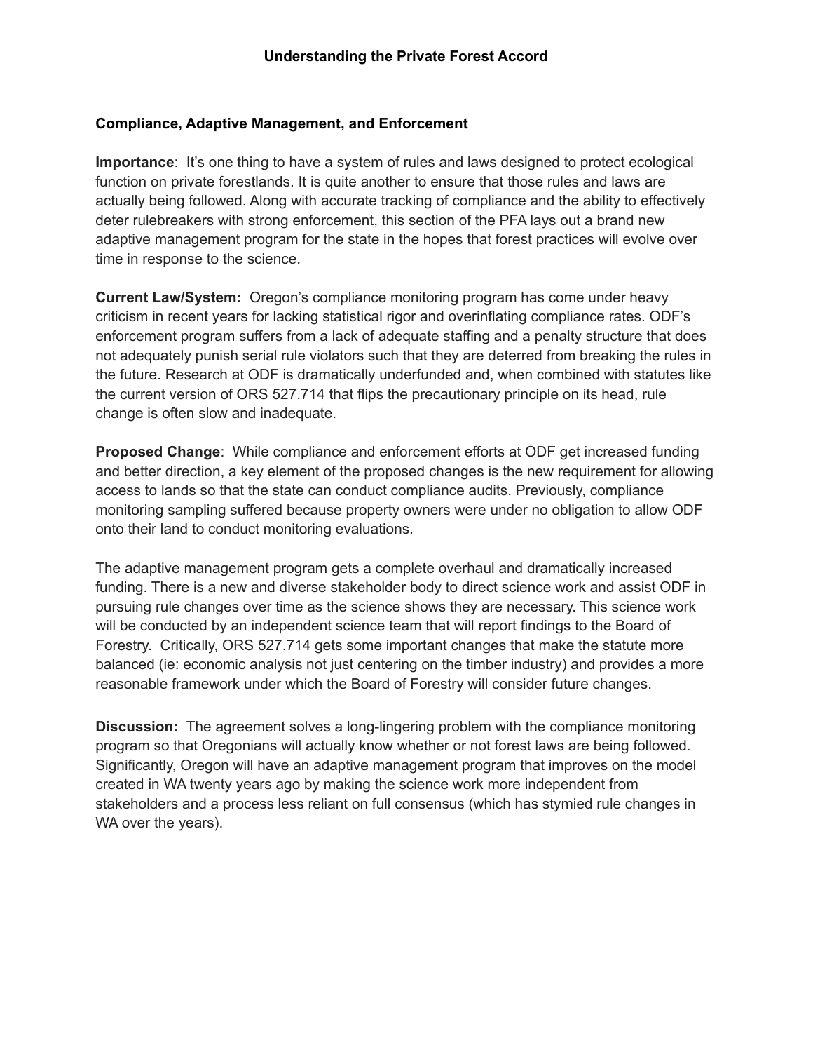**Understanding the Private Forest Accord**

**Compliance, Adaptive Management, and Enforcement**

**Importance**: It's one thing to have a system of rules and laws designed to protect ecological function on private forestlands. It is quite another to ensure that those rules and laws are actually being followed. Along with accurate tracking of compliance and the ability to effectively deter rulebreakers with strong enforcement, this section of the PFA lays out a brand new adaptive management program for the state in the hopes that forest practices will evolve over time in response to the science.

**Current Law/System:** Oregon's compliance monitoring program has come under heavy criticism in recent years for lacking statistical rigor and overinflating compliance rates. ODF's enforcement program suffers from a lack of adequate staffing and a penalty structure that does not adequately punish serial rule violators such that they are deterred from breaking the rules in the future. Research at ODF is dramatically underfunded and, when combined with statutes like the current version of ORS 527.714 that flips the precautionary principle on its head, rule change is often slow and inadequate.

**Proposed Change**: While compliance and enforcement efforts at ODF get increased funding and better direction, a key element of the proposed changes is the new requirement for allowing access to lands so that the state can conduct compliance audits. Previously, compliance monitoring sampling suffered because property owners were under no obligation to allow ODF onto their land to conduct monitoring evaluations.

The adaptive management program gets a complete overhaul and dramatically increased funding. There is a new and diverse stakeholder body to direct science work and assist ODF in pursuing rule changes over time as the science shows they are necessary. This science work will be conducted by an independent science team that will report findings to the Board of Forestry. Critically, ORS 527.714 gets some important changes that make the statute more balanced (ie: economic analysis not just centering on the timber industry) and provides a more reasonable framework under which the Board of Forestry will consider future changes.

**Discussion:** The agreement solves a long-lingering problem with the compliance monitoring program so that Oregonians will actually know whether or not forest laws are being followed. Significantly, Oregon will have an adaptive management program that improves on the model created in WA twenty years ago by making the science work more independent from stakeholders and a process less reliant on full consensus (which has stymied rule changes in WA over the years).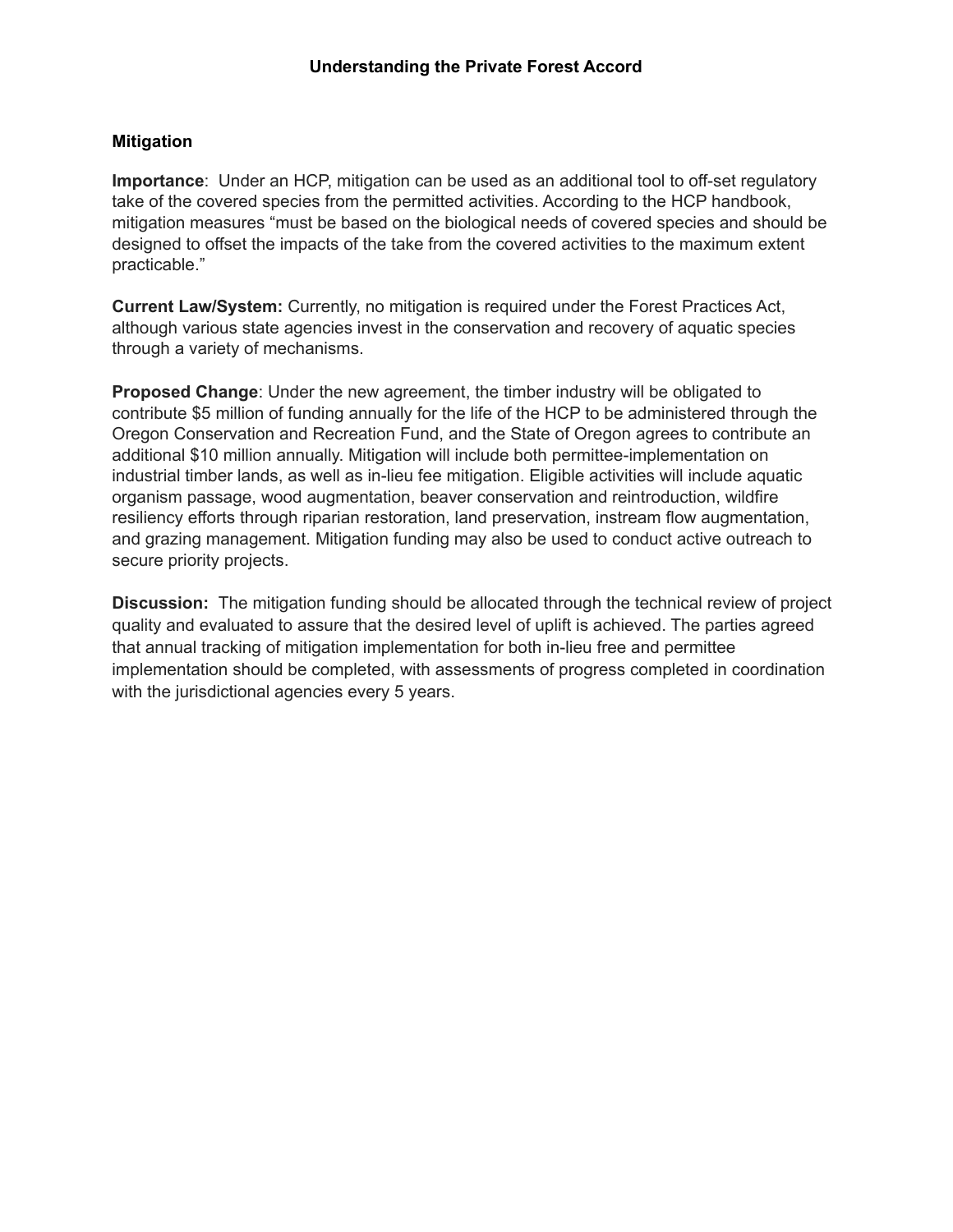**Understanding the Private Forest Accord**

## Mitigation

**Importance**: Under an HCP, mitigation can be used as an additional tool to off-set regulatory take of the covered species from the permitted activities. According to the HCP handbook, mitigation measures "must be based on the biological needs of covered species and should be designed to offset the impacts of the take from the covered activities to the maximum extent practicable."

**Current Law/System:** Currently, no mitigation is required under the Forest Practices Act, although various state agencies invest in the conservation and recovery of aquatic species through a variety of mechanisms.

**Proposed Change**: Under the new agreement, the timber industry will be obligated to contribute $5 million of funding annually for the life of the HCP to be administered through the Oregon Conservation and Recreation Fund, and the State of Oregon agrees to contribute an additional $10 million annually. Mitigation will include both permittee-implementation on industrial timber lands, as well as in-lieu fee mitigation. Eligible activities will include aquatic organism passage, wood augmentation, beaver conservation and reintroduction, wildfire resiliency efforts through riparian restoration, land preservation, instream flow augmentation, and grazing management. Mitigation funding may also be used to conduct active outreach to secure priority projects.

**Discussion:** The mitigation funding should be allocated through the technical review of project quality and evaluated to assure that the desired level of uplift is achieved. The parties agreed that annual tracking of mitigation implementation for both in-lieu free and permittee implementation should be completed, with assessments of progress completed in coordination with the jurisdictional agencies every 5 years.